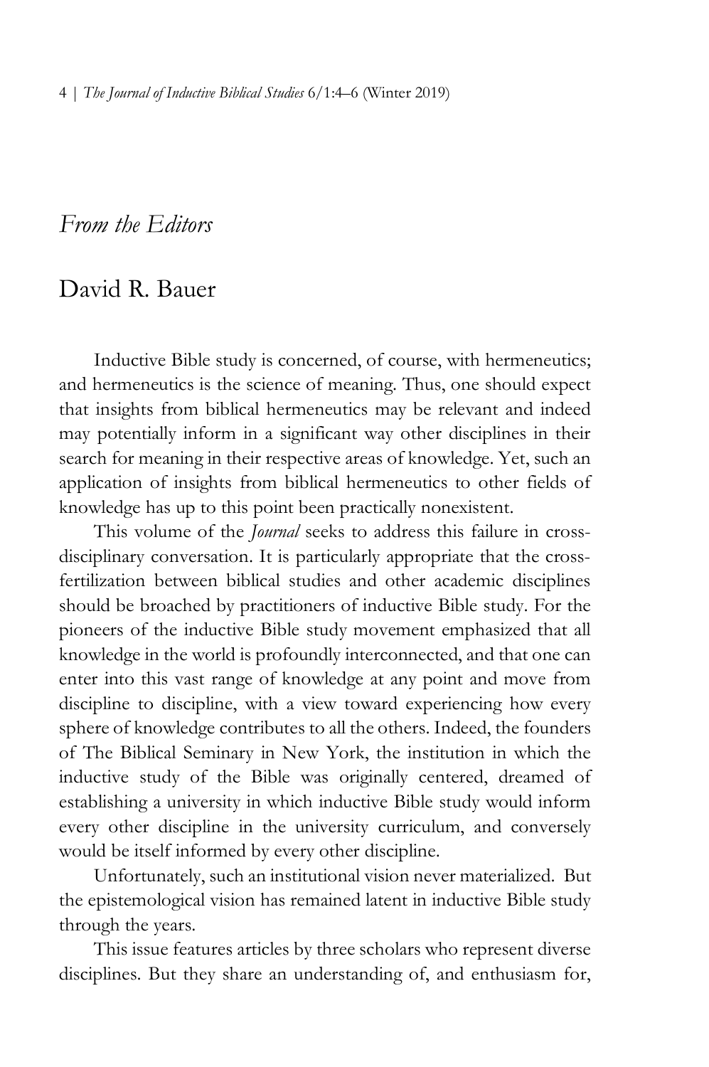# *From the Editors*

## David R. Bauer

Inductive Bible study is concerned, of course, with hermeneutics; and hermeneutics is the science of meaning. Thus, one should expect that insights from biblical hermeneutics may be relevant and indeed may potentially inform in a significant way other disciplines in their search for meaning in their respective areas of knowledge. Yet, such an application of insights from biblical hermeneutics to other fields of knowledge has up to this point been practically nonexistent.

This volume of the *Journal* seeks to address this failure in cross-disciplinary conversation. It is particularly appropriate that the cross-fertilization between biblical studies and other academic disciplines should be broached by practitioners of inductive Bible study. For the pioneers of the inductive Bible study movement emphasized that all knowledge in the world is profoundly interconnected, and that one can enter into this vast range of knowledge at any point and move from discipline to discipline, with a view toward experiencing how every sphere of knowledge contributes to all the others. Indeed, the founders of The Biblical Seminary in New York, the institution in which the inductive study of the Bible was originally centered, dreamed of establishing a university in which inductive Bible study would inform every other discipline in the university curriculum, and conversely would be itself informed by every other discipline.

Unfortunately, such an institutional vision never materialized. But the epistemological vision has remained latent in inductive Bible study through the years.

This issue features articles by three scholars who represent diverse disciplines. But they share an understanding of, and enthusiasm for,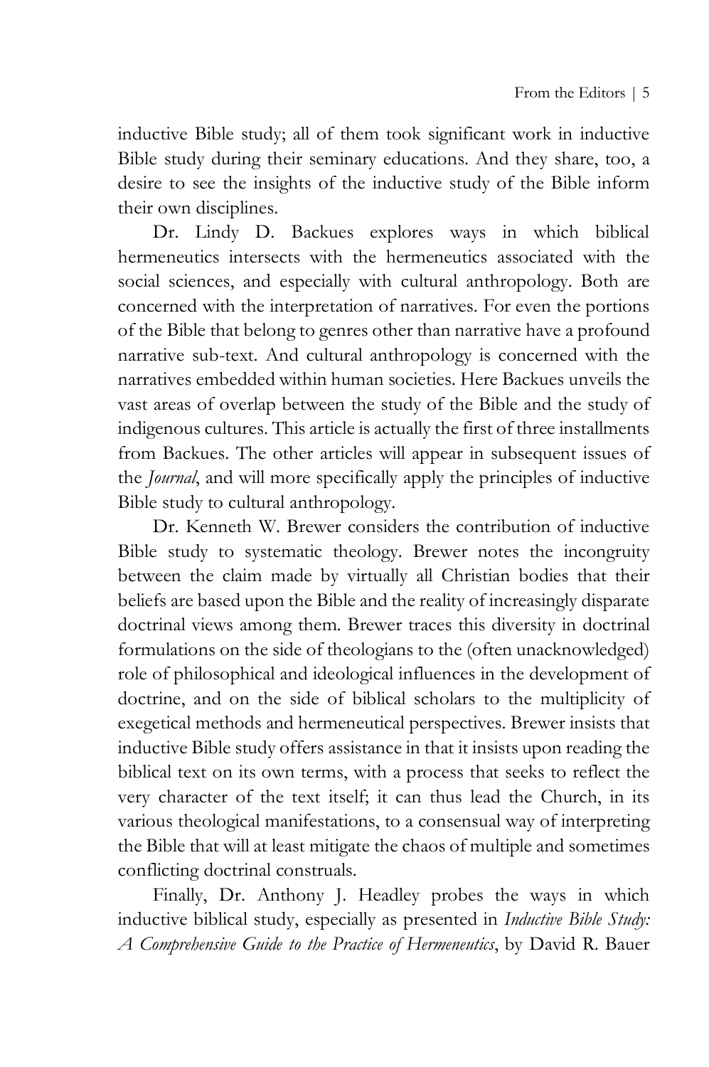inductive Bible study; all of them took significant work in inductive Bible study during their seminary educations. And they share, too, a desire to see the insights of the inductive study of the Bible inform their own disciplines.

Dr. Lindy D. Backues explores ways in which biblical hermeneutics intersects with the hermeneutics associated with the social sciences, and especially with cultural anthropology. Both are concerned with the interpretation of narratives. For even the portions of the Bible that belong to genres other than narrative have a profound narrative sub-text. And cultural anthropology is concerned with the narratives embedded within human societies. Here Backues unveils the vast areas of overlap between the study of the Bible and the study of indigenous cultures. This article is actually the first of three installments from Backues. The other articles will appear in subsequent issues of the *Journal*, and will more specifically apply the principles of inductive Bible study to cultural anthropology.

Dr. Kenneth W. Brewer considers the contribution of inductive Bible study to systematic theology. Brewer notes the incongruity between the claim made by virtually all Christian bodies that their beliefs are based upon the Bible and the reality of increasingly disparate doctrinal views among them. Brewer traces this diversity in doctrinal formulations on the side of theologians to the (often unacknowledged) role of philosophical and ideological influences in the development of doctrine, and on the side of biblical scholars to the multiplicity of exegetical methods and hermeneutical perspectives. Brewer insists that inductive Bible study offers assistance in that it insists upon reading the biblical text on its own terms, with a process that seeks to reflect the very character of the text itself; it can thus lead the Church, in its various theological manifestations, to a consensual way of interpreting the Bible that will at least mitigate the chaos of multiple and sometimes conflicting doctrinal construals.

Finally, Dr. Anthony J. Headley probes the ways in which inductive biblical study, especially as presented in *Inductive Bible Study: A Comprehensive Guide to the Practice of Hermeneutics*, by David R. Bauer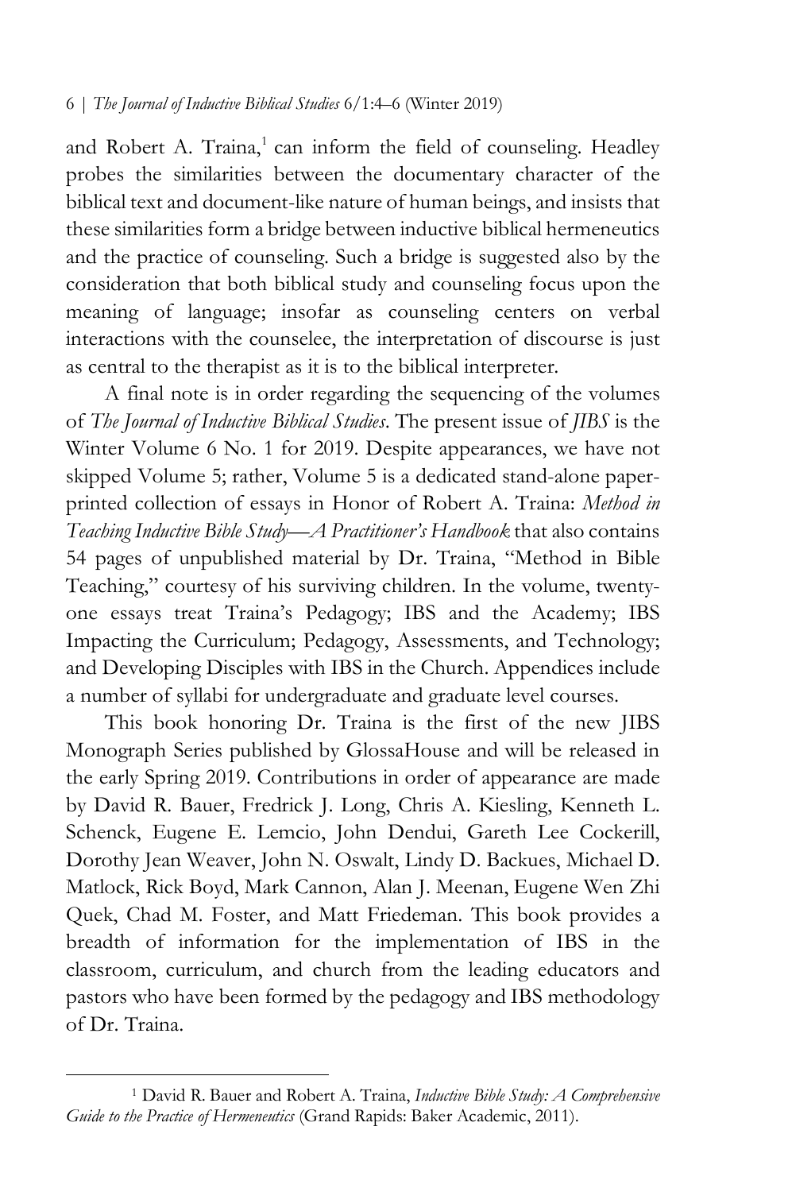and Robert A. Traina,[1] can inform the field of counseling. Headley probes the similarities between the documentary character of the biblical text and document-like nature of human beings, and insists that these similarities form a bridge between inductive biblical hermeneutics and the practice of counseling. Such a bridge is suggested also by the consideration that both biblical study and counseling focus upon the meaning of language; insofar as counseling centers on verbal interactions with the counselee, the interpretation of discourse is just as central to the therapist as it is to the biblical interpreter.

A final note is in order regarding the sequencing of the volumes of *The Journal of Inductive Biblical Studies*. The present issue of *JIBS* is the Winter Volume 6 No. 1 for 2019. Despite appearances, we have not skipped Volume 5; rather, Volume 5 is a dedicated stand-alone paper-printed collection of essays in Honor of Robert A. Traina: *Method in Teaching Inductive Bible Study—A Practitioner's Handbook* that also contains 54 pages of unpublished material by Dr. Traina, "Method in Bible Teaching," courtesy of his surviving children. In the volume, twenty-one essays treat Traina's Pedagogy; IBS and the Academy; IBS Impacting the Curriculum; Pedagogy, Assessments, and Technology; and Developing Disciples with IBS in the Church. Appendices include a number of syllabi for undergraduate and graduate level courses.

This book honoring Dr. Traina is the first of the new JIBS Monograph Series published by GlossaHouse and will be released in the early Spring 2019. Contributions in order of appearance are made by David R. Bauer, Fredrick J. Long, Chris A. Kiesling, Kenneth L. Schenck, Eugene E. Lemcio, John Dendui, Gareth Lee Cockerill, Dorothy Jean Weaver, John N. Oswalt, Lindy D. Backues, Michael D. Matlock, Rick Boyd, Mark Cannon, Alan J. Meenan, Eugene Wen Zhi Quek, Chad M. Foster, and Matt Friedeman. This book provides a breadth of information for the implementation of IBS in the classroom, curriculum, and church from the leading educators and pastors who have been formed by the pedagogy and IBS methodology of Dr. Traina.

---

[1] David R. Bauer and Robert A. Traina, *Inductive Bible Study: A Comprehensive Guide to the Practice of Hermeneutics* (Grand Rapids: Baker Academic, 2011).